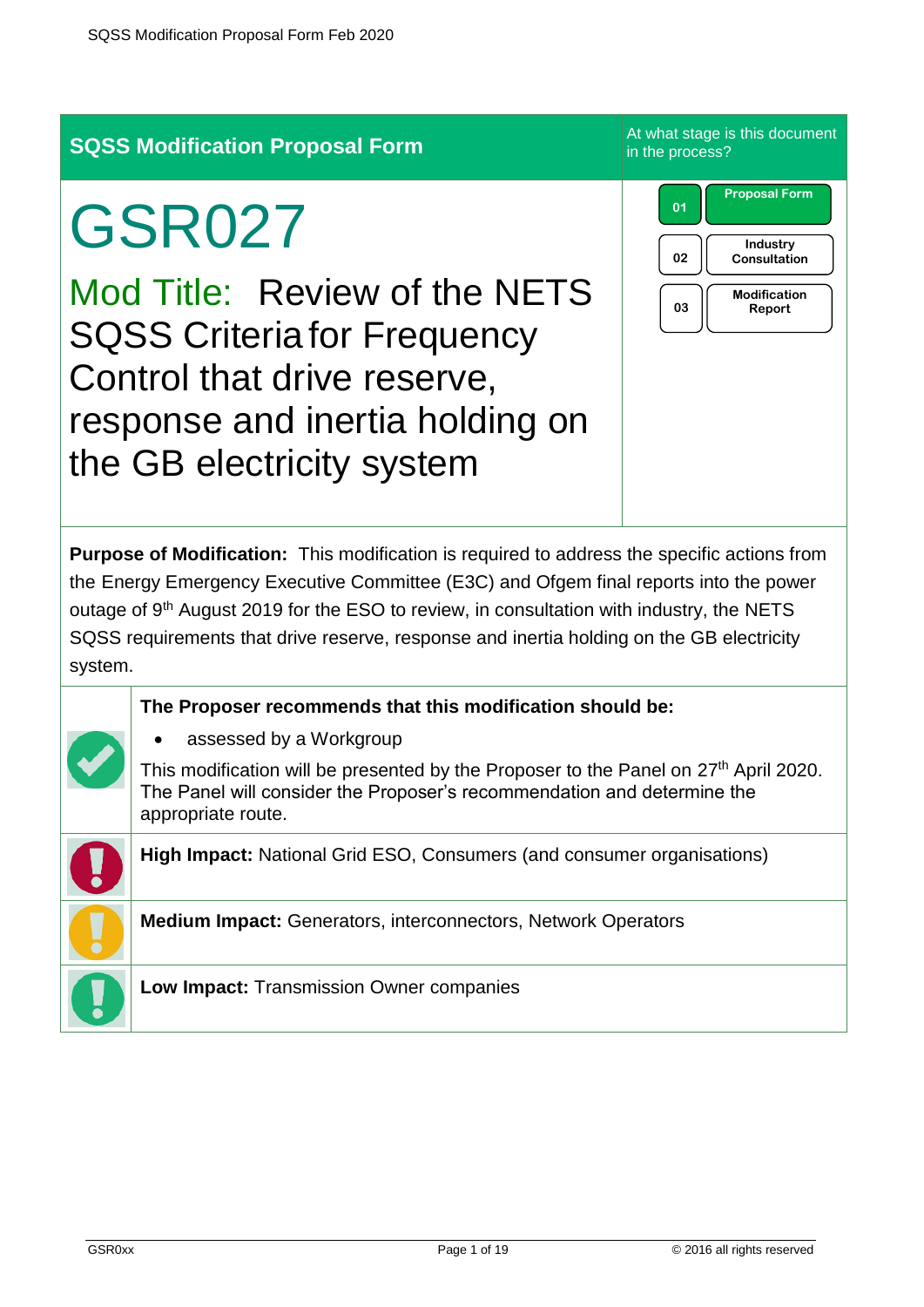## SQSS Modification Proposal Form

At what stage is this document in the process?

| | |
|---|---|
| 01 | Proposal Form |
| 02 | Industry Consultation |
| 03 | Modification Report |

# GSR027

## Mod Title: Review of the NETS SQSS Criteria for Frequency Control that drive reserve, response and inertia holding on the GB electricity system

**Purpose of Modification:** This modification is required to address the specific actions from the Energy Emergency Executive Committee (E3C) and Ofgem final reports into the power outage of 9th August 2019 for the ESO to review, in consultation with industry, the NETS SQSS requirements that drive reserve, response and inertia holding on the GB electricity system.

**The Proposer recommends that this modification should be:**

- assessed by a Workgroup

This modification will be presented by the Proposer to the Panel on 27th April 2020. The Panel will consider the Proposer's recommendation and determine the appropriate route.

**High Impact:** National Grid ESO, Consumers (and consumer organisations)

**Medium Impact:** Generators, interconnectors, Network Operators

**Low Impact:** Transmission Owner companies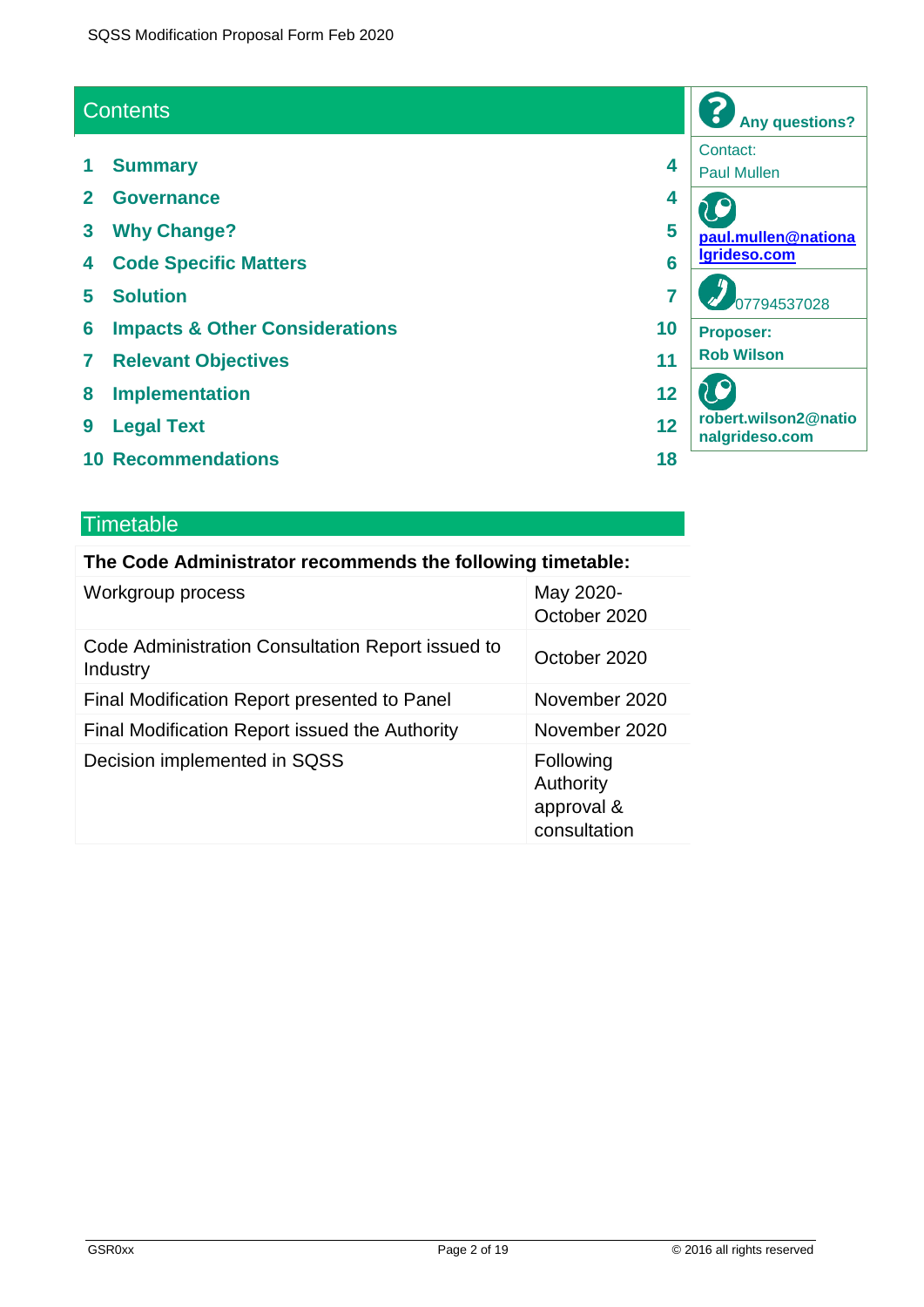## Contents

1 Summary 4
2 Governance 4
3 Why Change? 5
4 Code Specific Matters 6
5 Solution 7
6 Impacts & Other Considerations 10
7 Relevant Objectives 11
8 Implementation 12
9 Legal Text 12
10 Recommendations 18

**Any questions?**

Contact:
Paul Mullen

paul.mullen@nationalgrideso.com

07794537028

**Proposer:**
**Rob Wilson**

**robert.wilson2@nationalgrideso.com**

## Timetable

| The Code Administrator recommends the following timetable: | |
|---|---|
| Workgroup process | May 2020- October 2020 |
| Code Administration Consultation Report issued to Industry | October 2020 |
| Final Modification Report presented to Panel | November 2020 |
| Final Modification Report issued the Authority | November 2020 |
| Decision implemented in SQSS | Following Authority approval & consultation |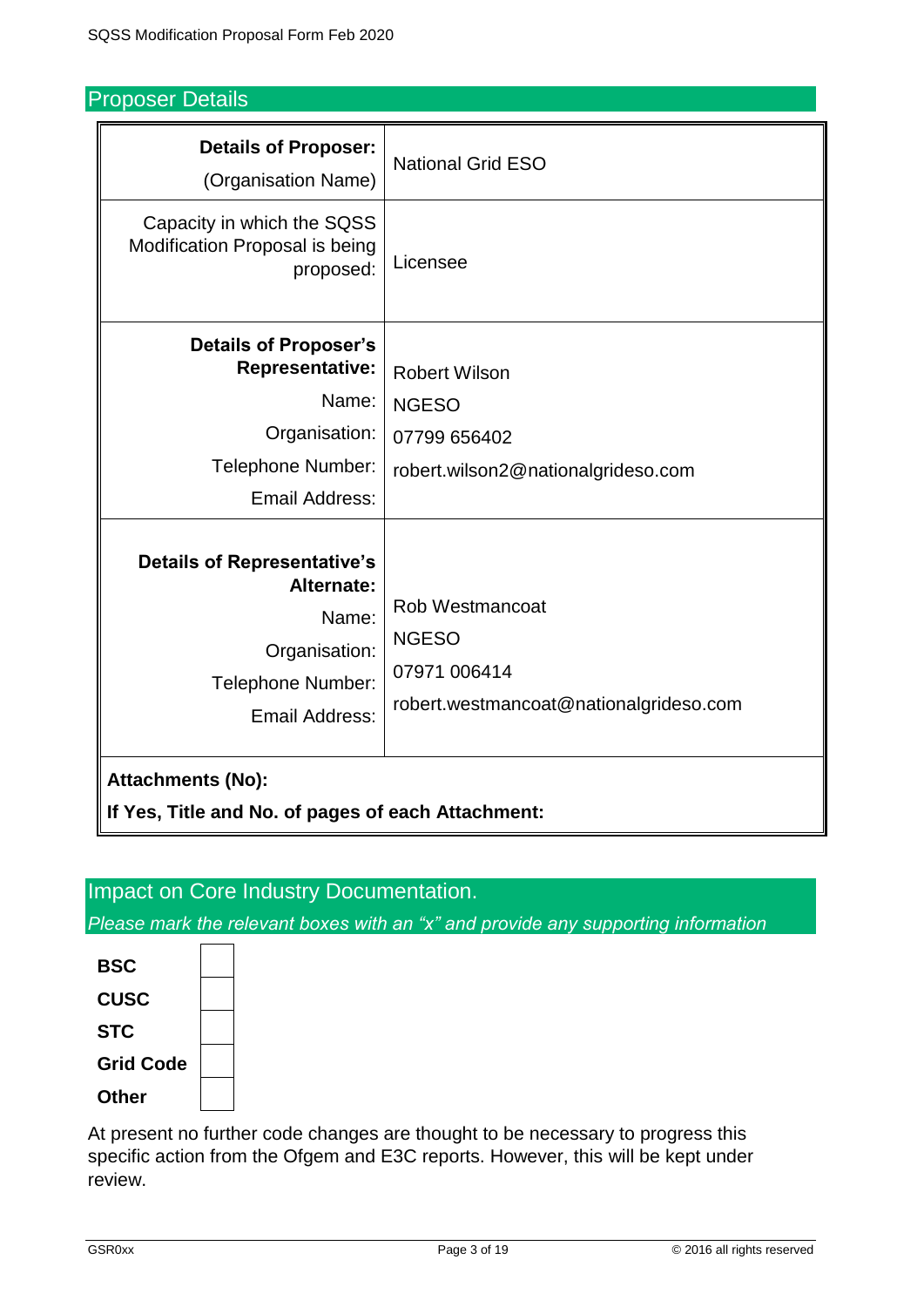## Proposer Details

| | |
|---|---|
| **Details of Proposer:** (Organisation Name) | National Grid ESO |
| Capacity in which the SQSS Modification Proposal is being proposed: | Licensee |
| **Details of Proposer's Representative:** Name: Organisation: Telephone Number: Email Address: | Robert Wilson NGESO 07799 656402 robert.wilson2@nationalgrideso.com |
| **Details of Representative's Alternate:** Name: Organisation: Telephone Number: Email Address: | Rob Westmancoat NGESO 07971 006414 robert.westmancoat@nationalgrideso.com |
| **Attachments (No):** **If Yes, Title and No. of pages of each Attachment:** | |

## Impact on Core Industry Documentation.

*Please mark the relevant boxes with an "x" and provide any supporting information*

| | |
|---|---|
| **BSC** | |
| **CUSC** | |
| **STC** | |
| **Grid Code** | |
| **Other** | |

At present no further code changes are thought to be necessary to progress this specific action from the Ofgem and E3C reports. However, this will be kept under review.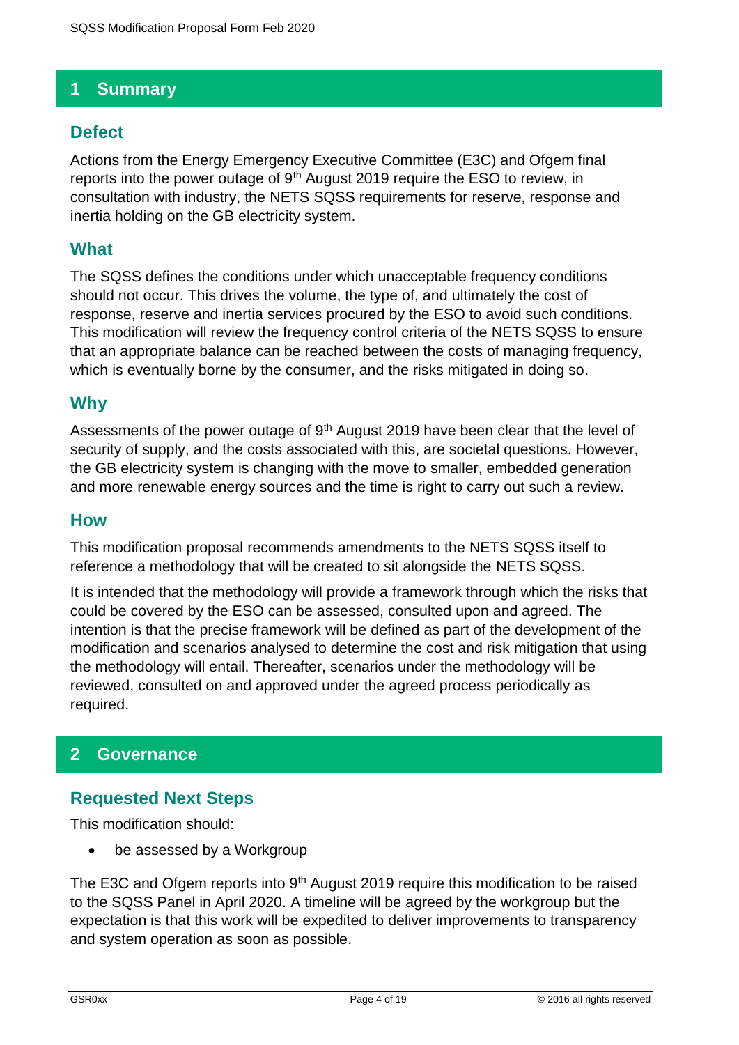# 1 Summary

## Defect

Actions from the Energy Emergency Executive Committee (E3C) and Ofgem final reports into the power outage of 9th August 2019 require the ESO to review, in consultation with industry, the NETS SQSS requirements for reserve, response and inertia holding on the GB electricity system.

## What

The SQSS defines the conditions under which unacceptable frequency conditions should not occur. This drives the volume, the type of, and ultimately the cost of response, reserve and inertia services procured by the ESO to avoid such conditions. This modification will review the frequency control criteria of the NETS SQSS to ensure that an appropriate balance can be reached between the costs of managing frequency, which is eventually borne by the consumer, and the risks mitigated in doing so.

## Why

Assessments of the power outage of 9th August 2019 have been clear that the level of security of supply, and the costs associated with this, are societal questions. However, the GB electricity system is changing with the move to smaller, embedded generation and more renewable energy sources and the time is right to carry out such a review.

## How

This modification proposal recommends amendments to the NETS SQSS itself to reference a methodology that will be created to sit alongside the NETS SQSS.

It is intended that the methodology will provide a framework through which the risks that could be covered by the ESO can be assessed, consulted upon and agreed. The intention is that the precise framework will be defined as part of the development of the modification and scenarios analysed to determine the cost and risk mitigation that using the methodology will entail. Thereafter, scenarios under the methodology will be reviewed, consulted on and approved under the agreed process periodically as required.

# 2 Governance

## Requested Next Steps

This modification should:

- be assessed by a Workgroup

The E3C and Ofgem reports into 9th August 2019 require this modification to be raised to the SQSS Panel in April 2020. A timeline will be agreed by the workgroup but the expectation is that this work will be expedited to deliver improvements to transparency and system operation as soon as possible.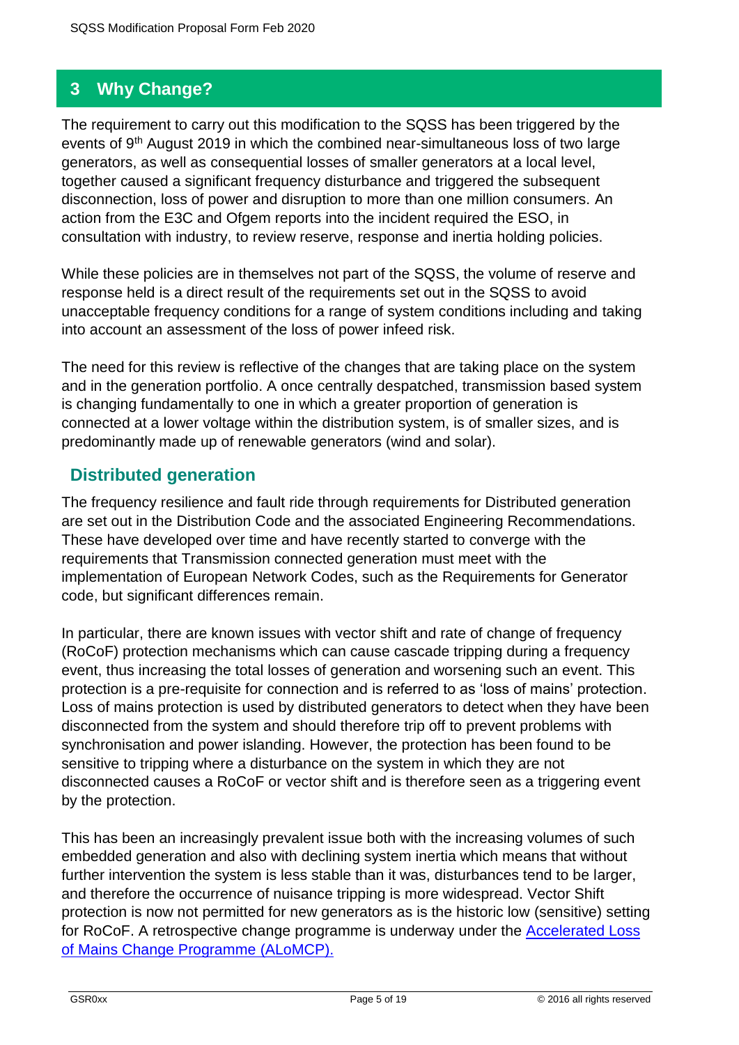## 3 Why Change?

The requirement to carry out this modification to the SQSS has been triggered by the events of 9th August 2019 in which the combined near-simultaneous loss of two large generators, as well as consequential losses of smaller generators at a local level, together caused a significant frequency disturbance and triggered the subsequent disconnection, loss of power and disruption to more than one million consumers. An action from the E3C and Ofgem reports into the incident required the ESO, in consultation with industry, to review reserve, response and inertia holding policies.

While these policies are in themselves not part of the SQSS, the volume of reserve and response held is a direct result of the requirements set out in the SQSS to avoid unacceptable frequency conditions for a range of system conditions including and taking into account an assessment of the loss of power infeed risk.

The need for this review is reflective of the changes that are taking place on the system and in the generation portfolio. A once centrally despatched, transmission based system is changing fundamentally to one in which a greater proportion of generation is connected at a lower voltage within the distribution system, is of smaller sizes, and is predominantly made up of renewable generators (wind and solar).

### Distributed generation

The frequency resilience and fault ride through requirements for Distributed generation are set out in the Distribution Code and the associated Engineering Recommendations. These have developed over time and have recently started to converge with the requirements that Transmission connected generation must meet with the implementation of European Network Codes, such as the Requirements for Generator code, but significant differences remain.

In particular, there are known issues with vector shift and rate of change of frequency (RoCoF) protection mechanisms which can cause cascade tripping during a frequency event, thus increasing the total losses of generation and worsening such an event. This protection is a pre-requisite for connection and is referred to as 'loss of mains' protection. Loss of mains protection is used by distributed generators to detect when they have been disconnected from the system and should therefore trip off to prevent problems with synchronisation and power islanding. However, the protection has been found to be sensitive to tripping where a disturbance on the system in which they are not disconnected causes a RoCoF or vector shift and is therefore seen as a triggering event by the protection.

This has been an increasingly prevalent issue both with the increasing volumes of such embedded generation and also with declining system inertia which means that without further intervention the system is less stable than it was, disturbances tend to be larger, and therefore the occurrence of nuisance tripping is more widespread. Vector Shift protection is now not permitted for new generators as is the historic low (sensitive) setting for RoCoF. A retrospective change programme is underway under the Accelerated Loss of Mains Change Programme (ALoMCP).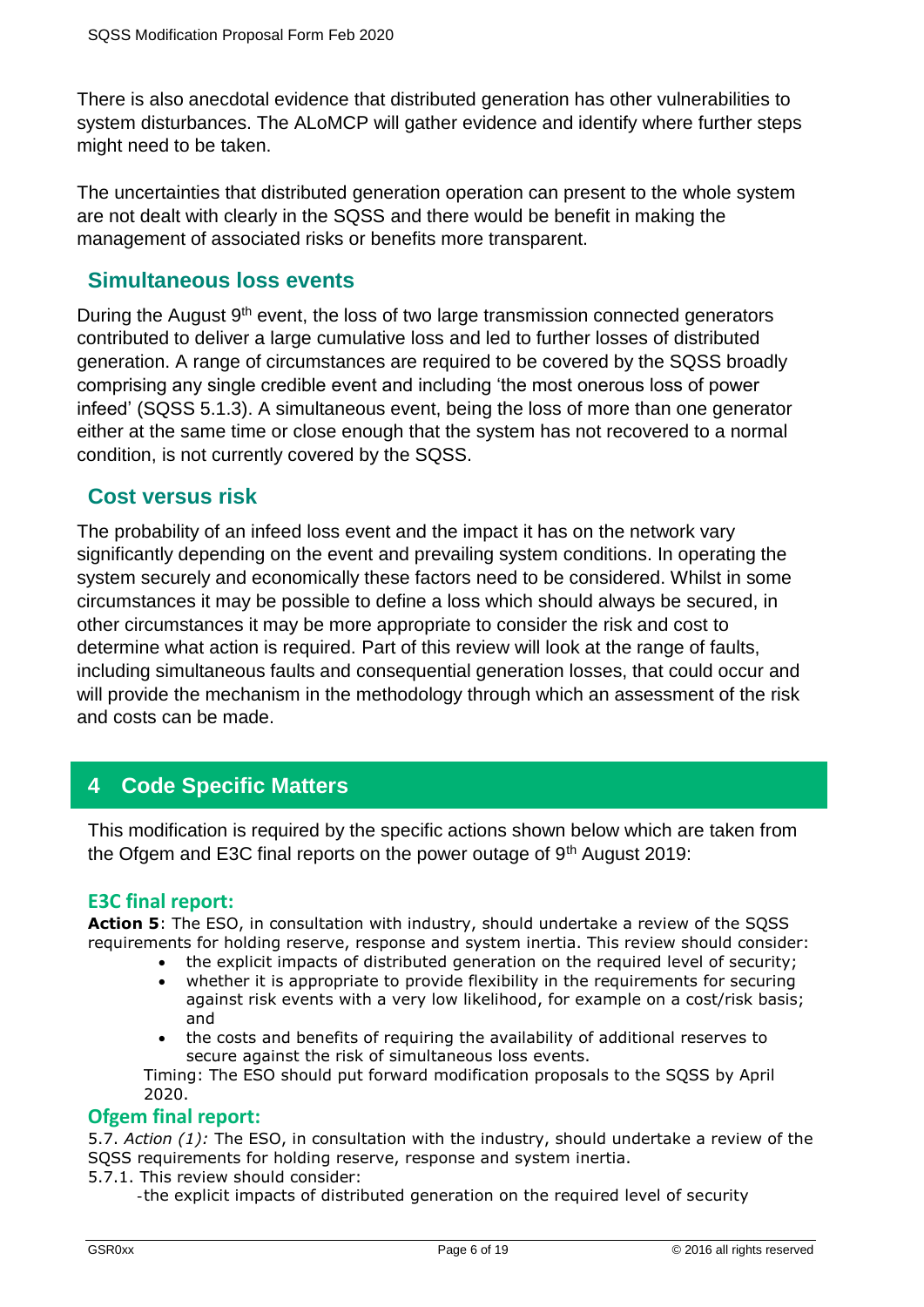There is also anecdotal evidence that distributed generation has other vulnerabilities to system disturbances. The ALoMCP will gather evidence and identify where further steps might need to be taken.

The uncertainties that distributed generation operation can present to the whole system are not dealt with clearly in the SQSS and there would be benefit in making the management of associated risks or benefits more transparent.

### Simultaneous loss events

During the August 9th event, the loss of two large transmission connected generators contributed to deliver a large cumulative loss and led to further losses of distributed generation. A range of circumstances are required to be covered by the SQSS broadly comprising any single credible event and including 'the most onerous loss of power infeed' (SQSS 5.1.3). A simultaneous event, being the loss of more than one generator either at the same time or close enough that the system has not recovered to a normal condition, is not currently covered by the SQSS.

### Cost versus risk

The probability of an infeed loss event and the impact it has on the network vary significantly depending on the event and prevailing system conditions. In operating the system securely and economically these factors need to be considered. Whilst in some circumstances it may be possible to define a loss which should always be secured, in other circumstances it may be more appropriate to consider the risk and cost to determine what action is required. Part of this review will look at the range of faults, including simultaneous faults and consequential generation losses, that could occur and will provide the mechanism in the methodology through which an assessment of the risk and costs can be made.

## 4 Code Specific Matters

This modification is required by the specific actions shown below which are taken from the Ofgem and E3C final reports on the power outage of 9th August 2019:

### E3C final report:

**Action 5**: The ESO, in consultation with industry, should undertake a review of the SQSS requirements for holding reserve, response and system inertia. This review should consider:

- the explicit impacts of distributed generation on the required level of security;
- whether it is appropriate to provide flexibility in the requirements for securing against risk events with a very low likelihood, for example on a cost/risk basis; and
- the costs and benefits of requiring the availability of additional reserves to secure against the risk of simultaneous loss events.

Timing: The ESO should put forward modification proposals to the SQSS by April 2020.

### Ofgem final report:

5.7. *Action (1):* The ESO, in consultation with the industry, should undertake a review of the SQSS requirements for holding reserve, response and system inertia.

5.7.1. This review should consider:

-the explicit impacts of distributed generation on the required level of security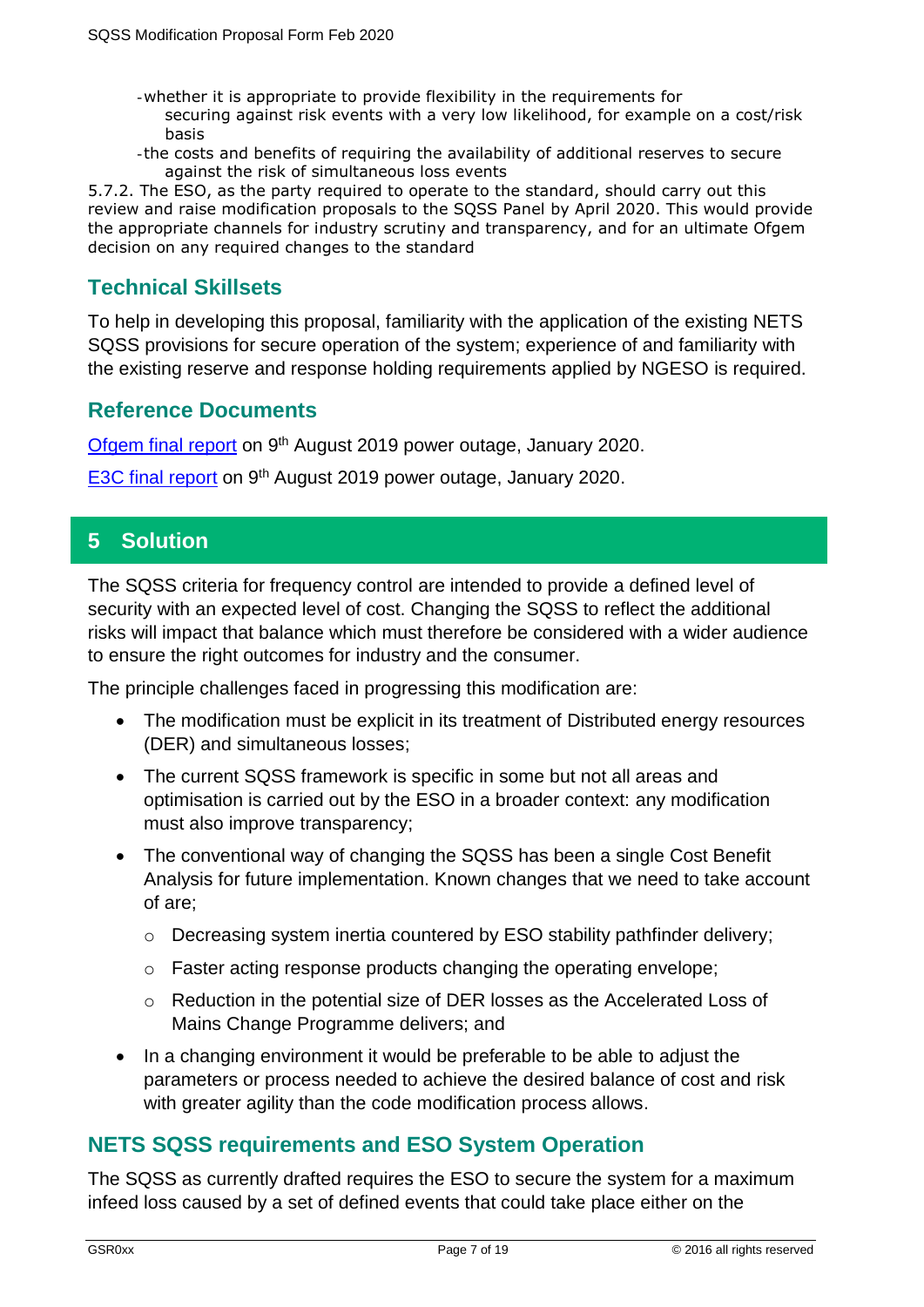- whether it is appropriate to provide flexibility in the requirements for securing against risk events with a very low likelihood, for example on a cost/risk basis
- the costs and benefits of requiring the availability of additional reserves to secure against the risk of simultaneous loss events

5.7.2. The ESO, as the party required to operate to the standard, should carry out this review and raise modification proposals to the SQSS Panel by April 2020. This would provide the appropriate channels for industry scrutiny and transparency, and for an ultimate Ofgem decision on any required changes to the standard

## Technical Skillsets

To help in developing this proposal, familiarity with the application of the existing NETS SQSS provisions for secure operation of the system; experience of and familiarity with the existing reserve and response holding requirements applied by NGESO is required.

## Reference Documents

Ofgem final report on 9th August 2019 power outage, January 2020.

E3C final report on 9th August 2019 power outage, January 2020.

# 5 Solution

The SQSS criteria for frequency control are intended to provide a defined level of security with an expected level of cost. Changing the SQSS to reflect the additional risks will impact that balance which must therefore be considered with a wider audience to ensure the right outcomes for industry and the consumer.

The principle challenges faced in progressing this modification are:

- The modification must be explicit in its treatment of Distributed energy resources (DER) and simultaneous losses;
- The current SQSS framework is specific in some but not all areas and optimisation is carried out by the ESO in a broader context: any modification must also improve transparency;
- The conventional way of changing the SQSS has been a single Cost Benefit Analysis for future implementation. Known changes that we need to take account of are;
  - Decreasing system inertia countered by ESO stability pathfinder delivery;
  - Faster acting response products changing the operating envelope;
  - Reduction in the potential size of DER losses as the Accelerated Loss of Mains Change Programme delivers; and
- In a changing environment it would be preferable to be able to adjust the parameters or process needed to achieve the desired balance of cost and risk with greater agility than the code modification process allows.

## NETS SQSS requirements and ESO System Operation

The SQSS as currently drafted requires the ESO to secure the system for a maximum infeed loss caused by a set of defined events that could take place either on the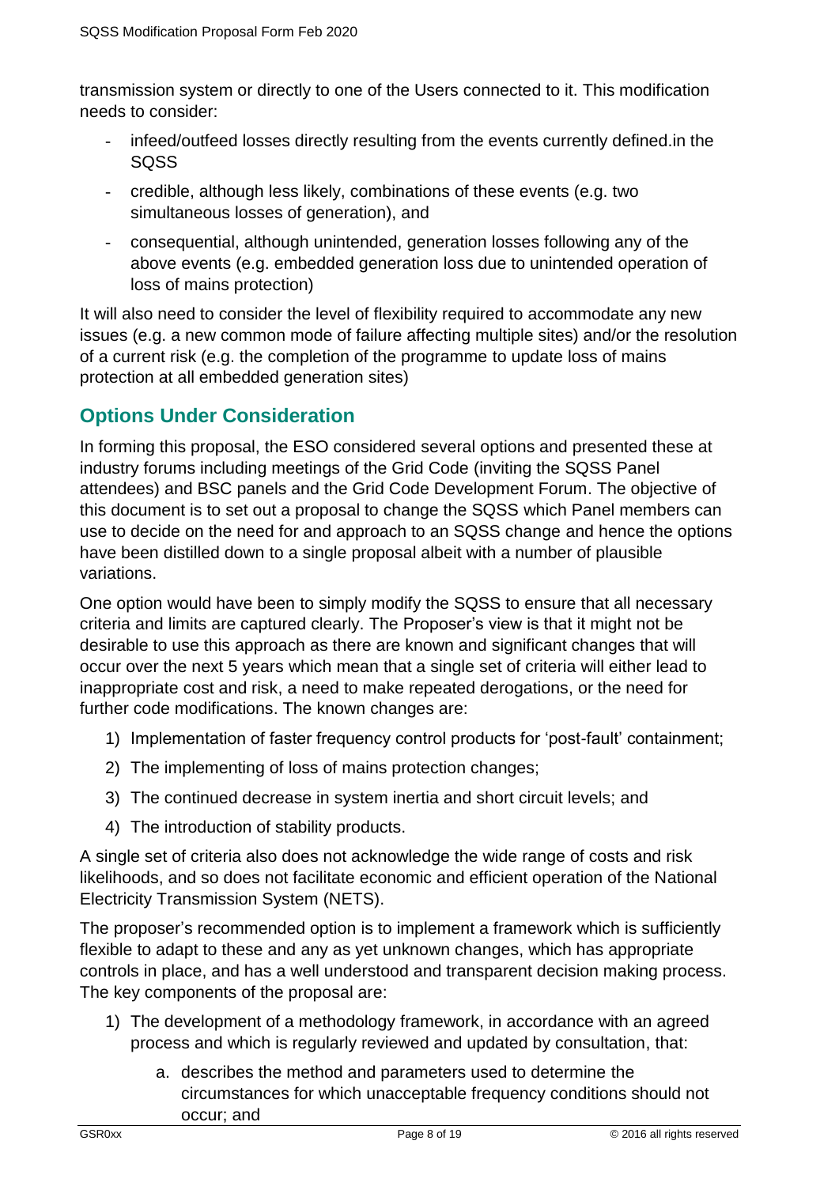transmission system or directly to one of the Users connected to it. This modification needs to consider:

- infeed/outfeed losses directly resulting from the events currently defined.in the SQSS
- credible, although less likely, combinations of these events (e.g. two simultaneous losses of generation), and
- consequential, although unintended, generation losses following any of the above events (e.g. embedded generation loss due to unintended operation of loss of mains protection)

It will also need to consider the level of flexibility required to accommodate any new issues (e.g. a new common mode of failure affecting multiple sites) and/or the resolution of a current risk (e.g. the completion of the programme to update loss of mains protection at all embedded generation sites)

## Options Under Consideration

In forming this proposal, the ESO considered several options and presented these at industry forums including meetings of the Grid Code (inviting the SQSS Panel attendees) and BSC panels and the Grid Code Development Forum. The objective of this document is to set out a proposal to change the SQSS which Panel members can use to decide on the need for and approach to an SQSS change and hence the options have been distilled down to a single proposal albeit with a number of plausible variations.

One option would have been to simply modify the SQSS to ensure that all necessary criteria and limits are captured clearly. The Proposer's view is that it might not be desirable to use this approach as there are known and significant changes that will occur over the next 5 years which mean that a single set of criteria will either lead to inappropriate cost and risk, a need to make repeated derogations, or the need for further code modifications. The known changes are:

1) Implementation of faster frequency control products for 'post-fault' containment;
2) The implementing of loss of mains protection changes;
3) The continued decrease in system inertia and short circuit levels; and
4) The introduction of stability products.

A single set of criteria also does not acknowledge the wide range of costs and risk likelihoods, and so does not facilitate economic and efficient operation of the National Electricity Transmission System (NETS).

The proposer's recommended option is to implement a framework which is sufficiently flexible to adapt to these and any as yet unknown changes, which has appropriate controls in place, and has a well understood and transparent decision making process. The key components of the proposal are:

1) The development of a methodology framework, in accordance with an agreed process and which is regularly reviewed and updated by consultation, that:
    a. describes the method and parameters used to determine the circumstances for which unacceptable frequency conditions should not occur; and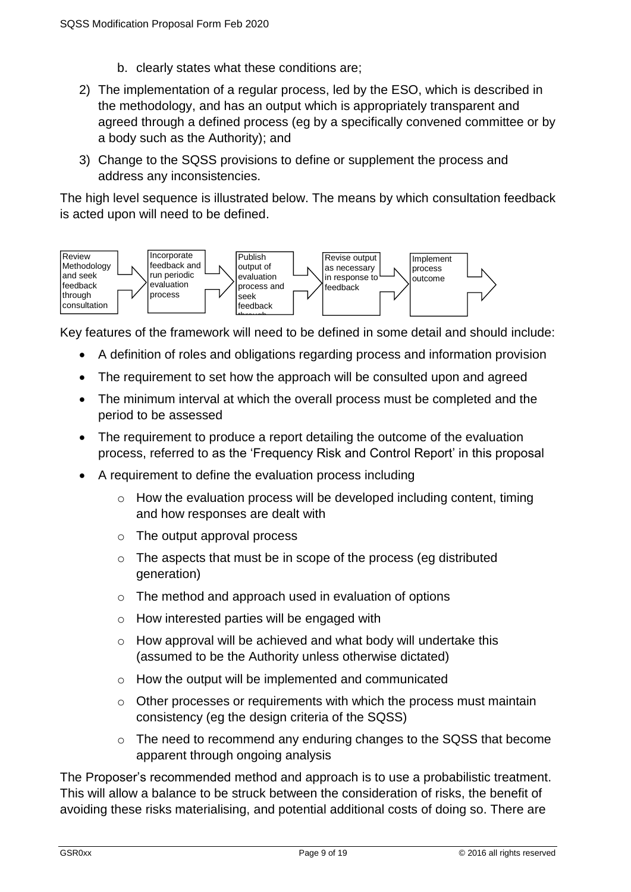b. clearly states what these conditions are;

2) The implementation of a regular process, led by the ESO, which is described in the methodology, and has an output which is appropriately transparent and agreed through a defined process (eg by a specifically convened committee or by a body such as the Authority); and

3) Change to the SQSS provisions to define or supplement the process and address any inconsistencies.

The high level sequence is illustrated below. The means by which consultation feedback is acted upon will need to be defined.

Review Methodology and seek feedback through consultation → Incorporate feedback and run periodic evaluation process → Publish output of evaluation process and seek feedback through → Revise output as necessary in response to feedback → Implement process outcome →

Key features of the framework will need to be defined in some detail and should include:

- A definition of roles and obligations regarding process and information provision
- The requirement to set how the approach will be consulted upon and agreed
- The minimum interval at which the overall process must be completed and the period to be assessed
- The requirement to produce a report detailing the outcome of the evaluation process, referred to as the 'Frequency Risk and Control Report' in this proposal
- A requirement to define the evaluation process including
  - How the evaluation process will be developed including content, timing and how responses are dealt with
  - The output approval process
  - The aspects that must be in scope of the process (eg distributed generation)
  - The method and approach used in evaluation of options
  - How interested parties will be engaged with
  - How approval will be achieved and what body will undertake this (assumed to be the Authority unless otherwise dictated)
  - How the output will be implemented and communicated
  - Other processes or requirements with which the process must maintain consistency (eg the design criteria of the SQSS)
  - The need to recommend any enduring changes to the SQSS that become apparent through ongoing analysis

The Proposer's recommended method and approach is to use a probabilistic treatment. This will allow a balance to be struck between the consideration of risks, the benefit of avoiding these risks materialising, and potential additional costs of doing so. There are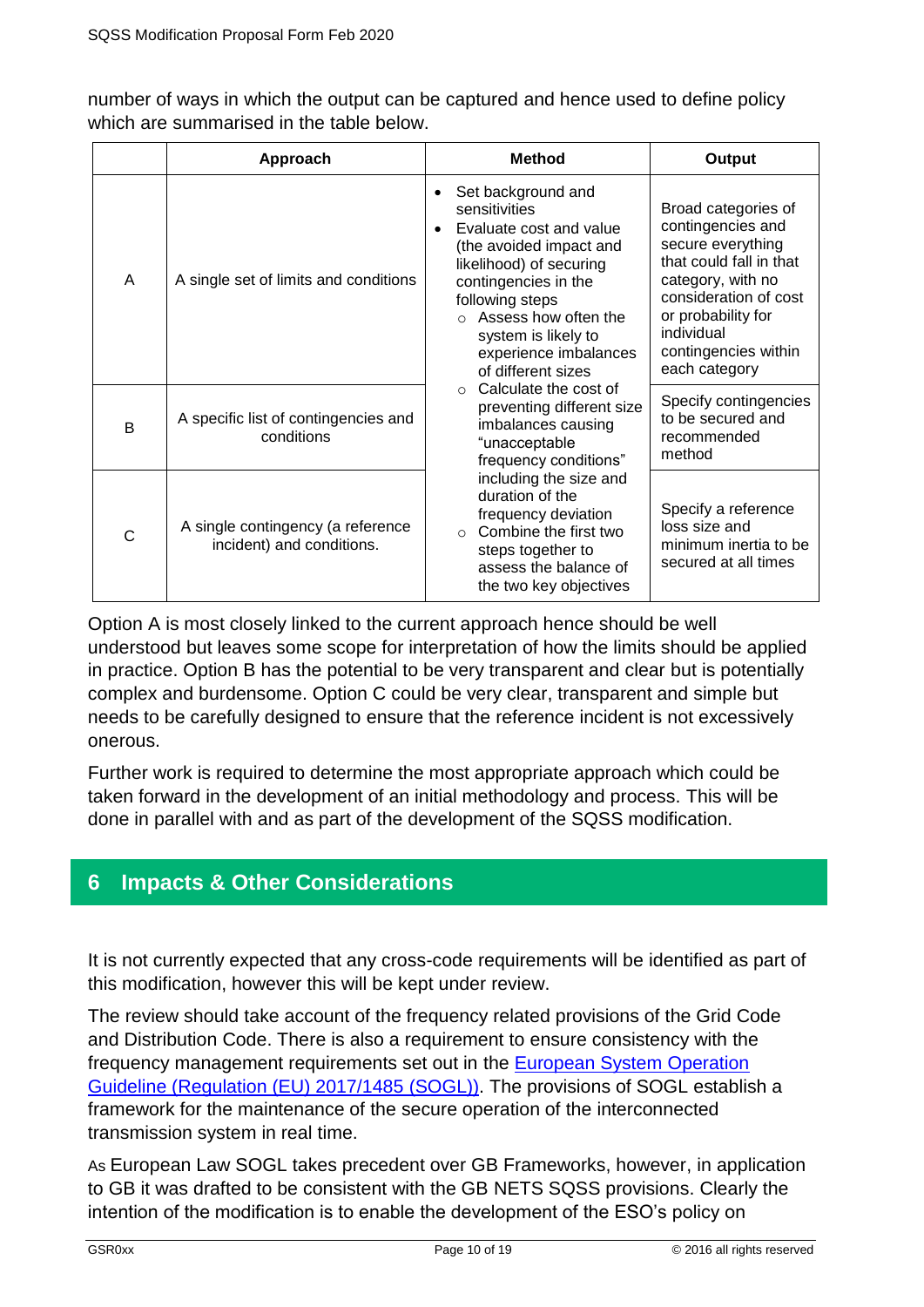number of ways in which the output can be captured and hence used to define policy which are summarised in the table below.

| | Approach | Method | Output |
|---|---|---|---|
| A | A single set of limits and conditions | • Set background and sensitivities<br>• Evaluate cost and value (the avoided impact and likelihood) of securing contingencies in the following steps<br>○ Assess how often the system is likely to experience imbalances of different sizes<br>○ Calculate the cost of preventing different size imbalances causing "unacceptable frequency conditions" including the size and duration of the frequency deviation<br>○ Combine the first two steps together to assess the balance of the two key objectives | Broad categories of contingencies and secure everything that could fall in that category, with no consideration of cost or probability for individual contingencies within each category |
| B | A specific list of contingencies and conditions | | Specify contingencies to be secured and recommended method |
| C | A single contingency (a reference incident) and conditions. | | Specify a reference loss size and minimum inertia to be secured at all times |

Option A is most closely linked to the current approach hence should be well understood but leaves some scope for interpretation of how the limits should be applied in practice. Option B has the potential to be very transparent and clear but is potentially complex and burdensome. Option C could be very clear, transparent and simple but needs to be carefully designed to ensure that the reference incident is not excessively onerous.

Further work is required to determine the most appropriate approach which could be taken forward in the development of an initial methodology and process. This will be done in parallel with and as part of the development of the SQSS modification.

## 6 Impacts & Other Considerations

It is not currently expected that any cross-code requirements will be identified as part of this modification, however this will be kept under review.

The review should take account of the frequency related provisions of the Grid Code and Distribution Code. There is also a requirement to ensure consistency with the frequency management requirements set out in the European System Operation Guideline (Regulation (EU) 2017/1485 (SOGL)). The provisions of SOGL establish a framework for the maintenance of the secure operation of the interconnected transmission system in real time.

As European Law SOGL takes precedent over GB Frameworks, however, in application to GB it was drafted to be consistent with the GB NETS SQSS provisions. Clearly the intention of the modification is to enable the development of the ESO's policy on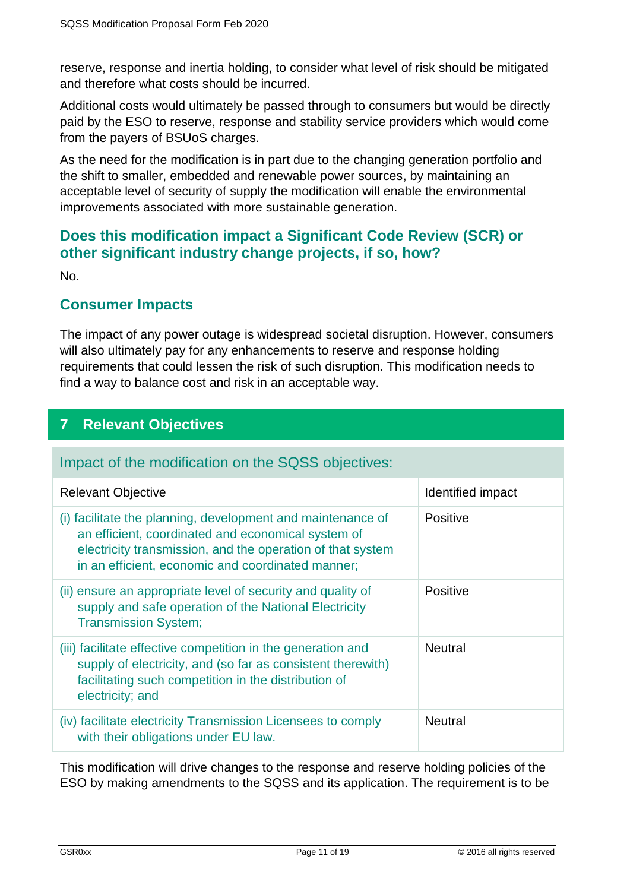reserve, response and inertia holding, to consider what level of risk should be mitigated and therefore what costs should be incurred.

Additional costs would ultimately be passed through to consumers but would be directly paid by the ESO to reserve, response and stability service providers which would come from the payers of BSUoS charges.

As the need for the modification is in part due to the changing generation portfolio and the shift to smaller, embedded and renewable power sources, by maintaining an acceptable level of security of supply the modification will enable the environmental improvements associated with more sustainable generation.

### Does this modification impact a Significant Code Review (SCR) or other significant industry change projects, if so, how?

No.

### Consumer Impacts

The impact of any power outage is widespread societal disruption. However, consumers will also ultimately pay for any enhancements to reserve and response holding requirements that could lessen the risk of such disruption. This modification needs to find a way to balance cost and risk in an acceptable way.

## 7 Relevant Objectives

**Impact of the modification on the SQSS objectives:**

| Relevant Objective | Identified impact |
|---|---|
| (i) facilitate the planning, development and maintenance of an efficient, coordinated and economical system of electricity transmission, and the operation of that system in an efficient, economic and coordinated manner; | Positive |
| (ii) ensure an appropriate level of security and quality of supply and safe operation of the National Electricity Transmission System; | Positive |
| (iii) facilitate effective competition in the generation and supply of electricity, and (so far as consistent therewith) facilitating such competition in the distribution of electricity; and | Neutral |
| (iv) facilitate electricity Transmission Licensees to comply with their obligations under EU law. | Neutral |

This modification will drive changes to the response and reserve holding policies of the ESO by making amendments to the SQSS and its application. The requirement is to be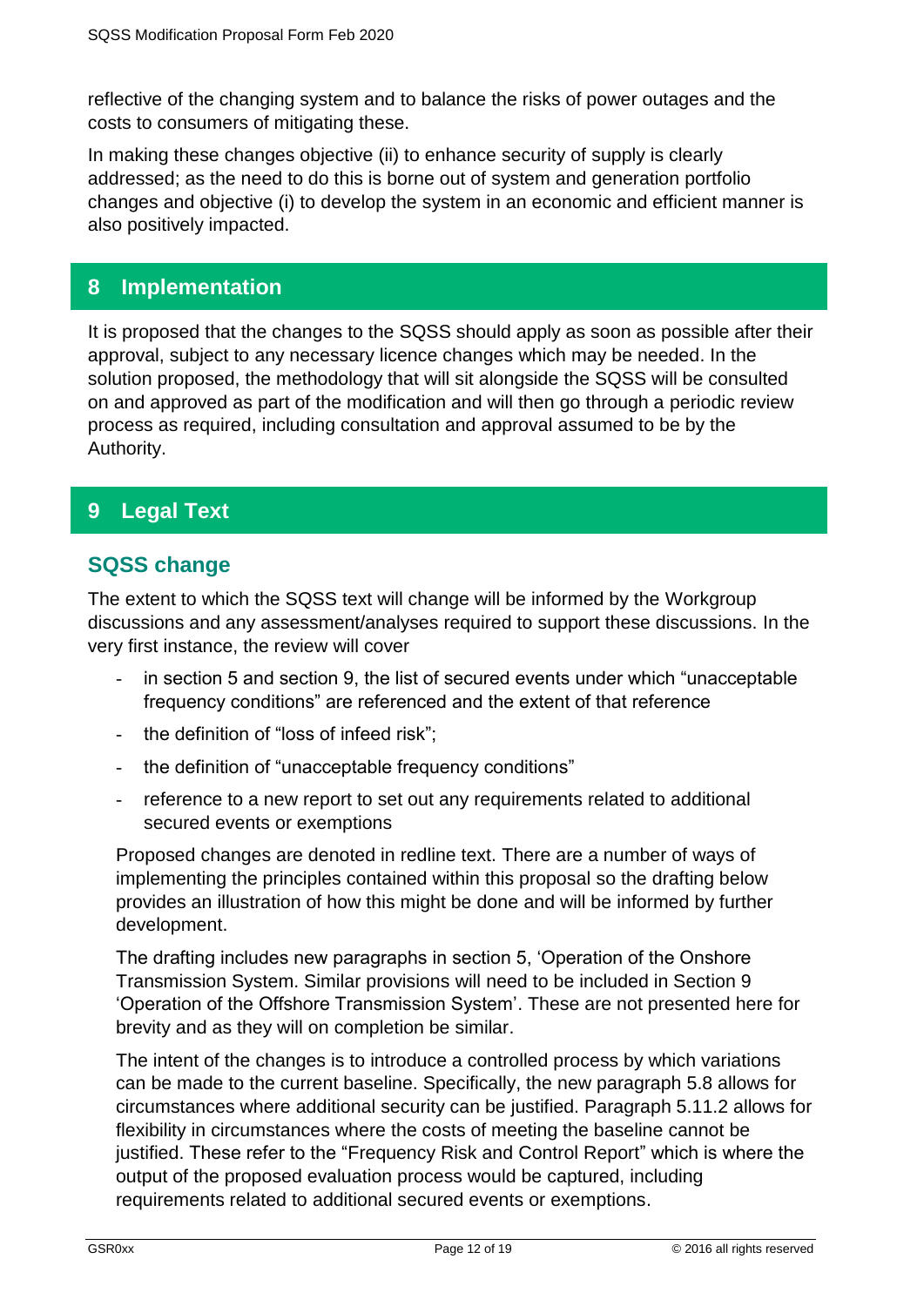reflective of the changing system and to balance the risks of power outages and the costs to consumers of mitigating these.

In making these changes objective (ii) to enhance security of supply is clearly addressed; as the need to do this is borne out of system and generation portfolio changes and objective (i) to develop the system in an economic and efficient manner is also positively impacted.

## 8 Implementation

It is proposed that the changes to the SQSS should apply as soon as possible after their approval, subject to any necessary licence changes which may be needed. In the solution proposed, the methodology that will sit alongside the SQSS will be consulted on and approved as part of the modification and will then go through a periodic review process as required, including consultation and approval assumed to be by the Authority.

## 9 Legal Text

### SQSS change

The extent to which the SQSS text will change will be informed by the Workgroup discussions and any assessment/analyses required to support these discussions. In the very first instance, the review will cover

- in section 5 and section 9, the list of secured events under which "unacceptable frequency conditions" are referenced and the extent of that reference
- the definition of "loss of infeed risk";
- the definition of "unacceptable frequency conditions"
- reference to a new report to set out any requirements related to additional secured events or exemptions

Proposed changes are denoted in redline text. There are a number of ways of implementing the principles contained within this proposal so the drafting below provides an illustration of how this might be done and will be informed by further development.

The drafting includes new paragraphs in section 5, 'Operation of the Onshore Transmission System. Similar provisions will need to be included in Section 9 'Operation of the Offshore Transmission System'. These are not presented here for brevity and as they will on completion be similar.

The intent of the changes is to introduce a controlled process by which variations can be made to the current baseline. Specifically, the new paragraph 5.8 allows for circumstances where additional security can be justified. Paragraph 5.11.2 allows for flexibility in circumstances where the costs of meeting the baseline cannot be justified. These refer to the "Frequency Risk and Control Report" which is where the output of the proposed evaluation process would be captured, including requirements related to additional secured events or exemptions.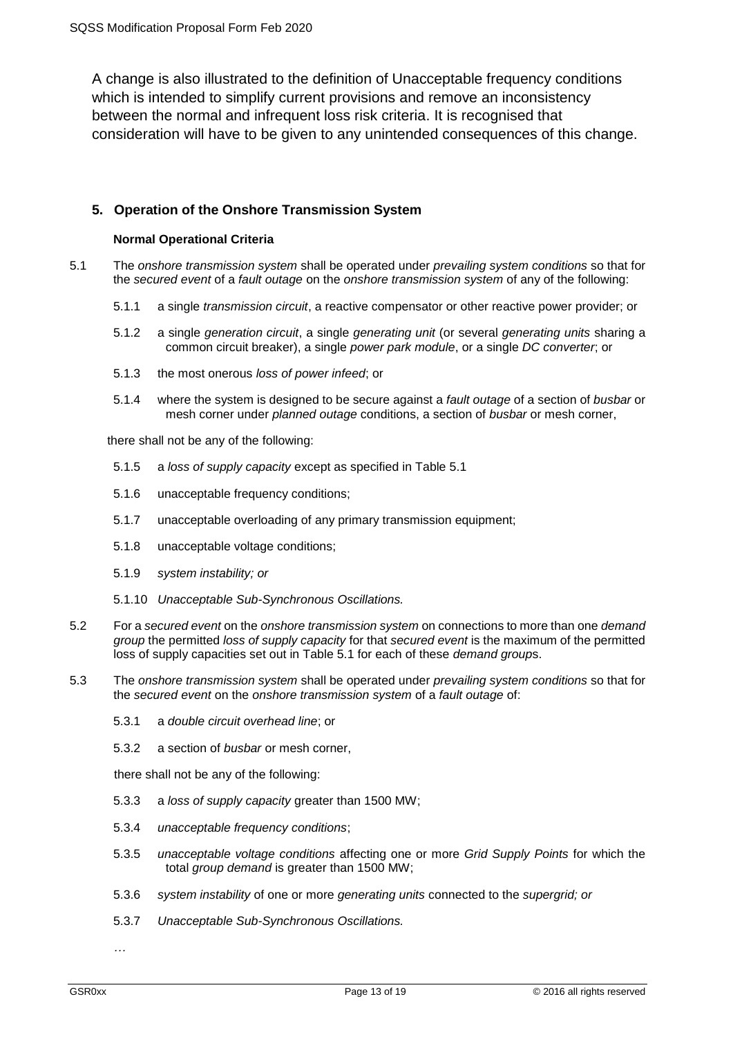A change is also illustrated to the definition of Unacceptable frequency conditions which is intended to simplify current provisions and remove an inconsistency between the normal and infrequent loss risk criteria. It is recognised that consideration will have to be given to any unintended consequences of this change.

## 5. Operation of the Onshore Transmission System

**Normal Operational Criteria**

5.1 The *onshore transmission system* shall be operated under *prevailing system conditions* so that for the *secured event* of a *fault outage* on the *onshore transmission system* of any of the following:

5.1.1 a single *transmission circuit*, a reactive compensator or other reactive power provider; or

5.1.2 a single *generation circuit*, a single *generating unit* (or several *generating units* sharing a common circuit breaker), a single *power park module*, or a single *DC converter*; or

5.1.3 the most onerous *loss of power infeed*; or

5.1.4 where the system is designed to be secure against a *fault outage* of a section of *busbar* or mesh corner under *planned outage* conditions, a section of *busbar* or mesh corner,

there shall not be any of the following:

5.1.5 a *loss of supply capacity* except as specified in Table 5.1

5.1.6 unacceptable frequency conditions;

5.1.7 unacceptable overloading of any primary transmission equipment;

5.1.8 unacceptable voltage conditions;

5.1.9 *system instability; or*

5.1.10 *Unacceptable Sub-Synchronous Oscillations.*

5.2 For a *secured event* on the *onshore transmission system* on connections to more than one *demand group* the permitted *loss of supply capacity* for that *secured event* is the maximum of the permitted loss of supply capacities set out in Table 5.1 for each of these *demand group*s.

5.3 The *onshore transmission system* shall be operated under *prevailing system conditions* so that for the *secured event* on the *onshore transmission system* of a *fault outage* of:

5.3.1 a *double circuit overhead line*; or

5.3.2 a section of *busbar* or mesh corner,

there shall not be any of the following:

5.3.3 a *loss of supply capacity* greater than 1500 MW;

5.3.4 *unacceptable frequency conditions*;

5.3.5 *unacceptable voltage conditions* affecting one or more *Grid Supply Points* for which the total *group demand* is greater than 1500 MW;

5.3.6 *system instability* of one or more *generating units* connected to the *supergrid; or*

5.3.7 *Unacceptable Sub-Synchronous Oscillations.*

…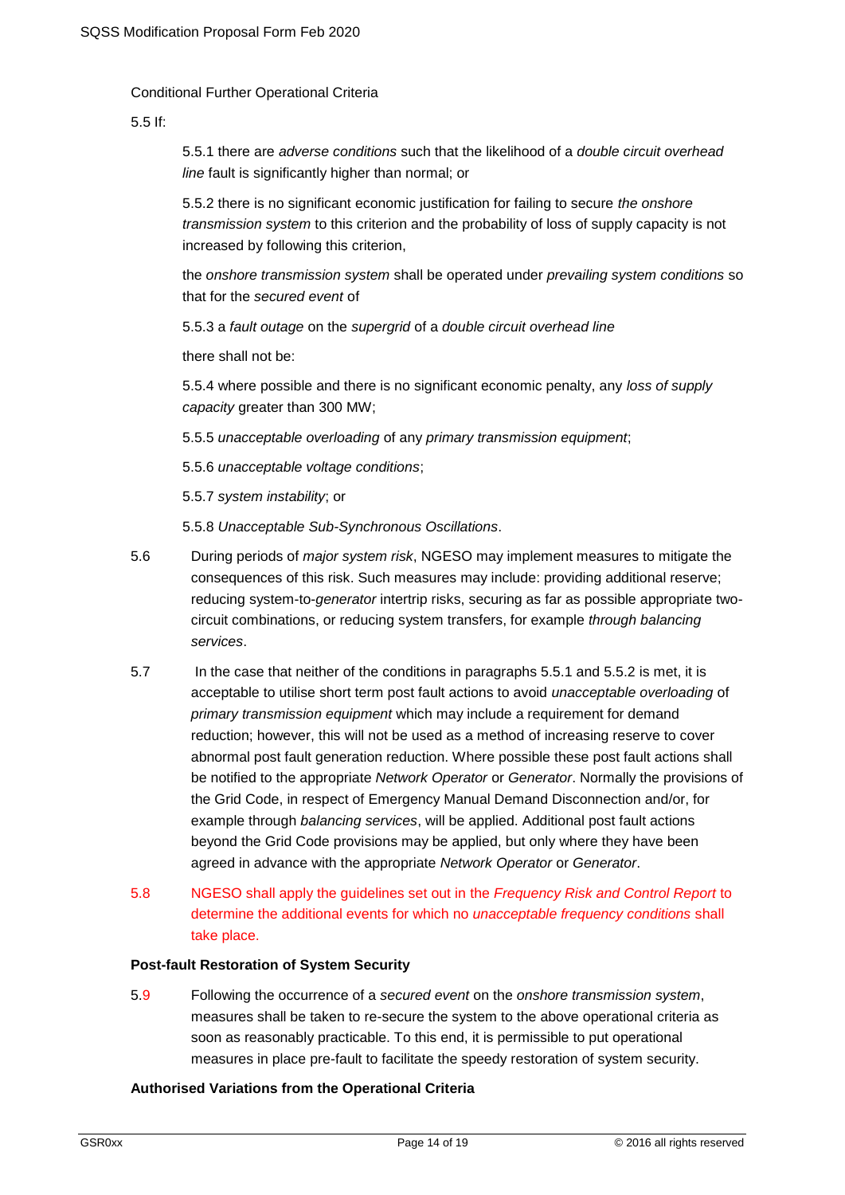Conditional Further Operational Criteria

5.5 If:

5.5.1 there are *adverse conditions* such that the likelihood of a *double circuit overhead line* fault is significantly higher than normal; or

5.5.2 there is no significant economic justification for failing to secure *the onshore transmission system* to this criterion and the probability of loss of supply capacity is not increased by following this criterion,

the *onshore transmission system* shall be operated under *prevailing system conditions* so that for the *secured event* of

5.5.3 a *fault outage* on the *supergrid* of a *double circuit overhead line*

there shall not be:

5.5.4 where possible and there is no significant economic penalty, any *loss of supply capacity* greater than 300 MW;

5.5.5 *unacceptable overloading* of any *primary transmission equipment*;

5.5.6 *unacceptable voltage conditions*;

5.5.7 *system instability*; or

5.5.8 *Unacceptable Sub-Synchronous Oscillations*.

5.6 During periods of *major system risk*, NGESO may implement measures to mitigate the consequences of this risk. Such measures may include: providing additional reserve; reducing system-to-*generator* intertrip risks, securing as far as possible appropriate two-circuit combinations, or reducing system transfers, for example *through balancing services*.

5.7 In the case that neither of the conditions in paragraphs 5.5.1 and 5.5.2 is met, it is acceptable to utilise short term post fault actions to avoid *unacceptable overloading* of *primary transmission equipment* which may include a requirement for demand reduction; however, this will not be used as a method of increasing reserve to cover abnormal post fault generation reduction. Where possible these post fault actions shall be notified to the appropriate *Network Operator* or *Generator*. Normally the provisions of the Grid Code, in respect of Emergency Manual Demand Disconnection and/or, for example through *balancing services*, will be applied. Additional post fault actions beyond the Grid Code provisions may be applied, but only where they have been agreed in advance with the appropriate *Network Operator* or *Generator*.

5.8 NGESO shall apply the guidelines set out in the *Frequency Risk and Control Report* to determine the additional events for which no *unacceptable frequency conditions* shall take place.

**Post-fault Restoration of System Security**

5.9 Following the occurrence of a *secured event* on the *onshore transmission system*, measures shall be taken to re-secure the system to the above operational criteria as soon as reasonably practicable. To this end, it is permissible to put operational measures in place pre-fault to facilitate the speedy restoration of system security.

**Authorised Variations from the Operational Criteria**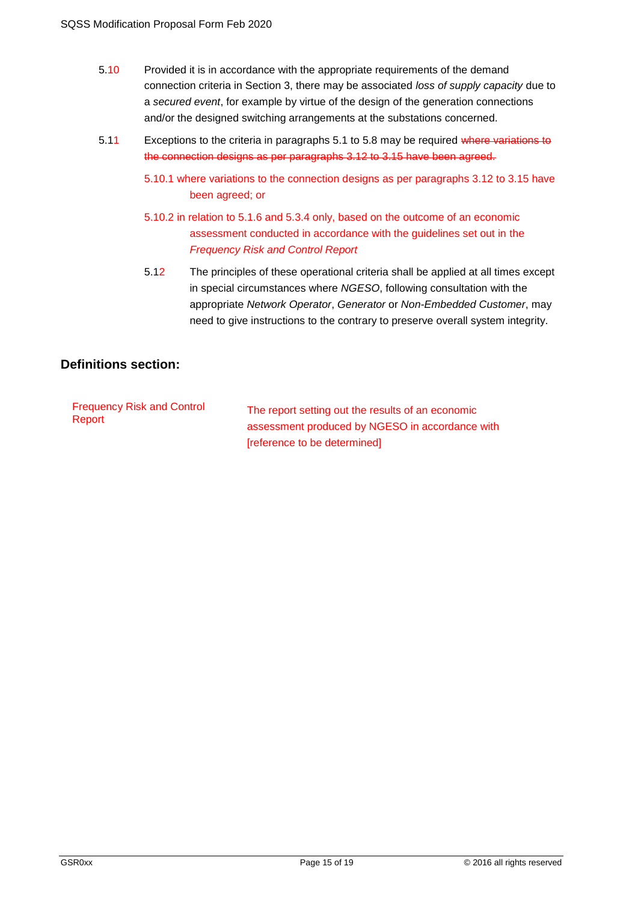5.10 Provided it is in accordance with the appropriate requirements of the demand connection criteria in Section 3, there may be associated *loss of supply capacity* due to a *secured event*, for example by virtue of the design of the generation connections and/or the designed switching arrangements at the substations concerned.

5.11 Exceptions to the criteria in paragraphs 5.1 to 5.8 may be required ~~where variations to the connection designs as per paragraphs 3.12 to 3.15 have been agreed.~~

5.10.1 where variations to the connection designs as per paragraphs 3.12 to 3.15 have been agreed; or

5.10.2 in relation to 5.1.6 and 5.3.4 only, based on the outcome of an economic assessment conducted in accordance with the guidelines set out in the *Frequency Risk and Control Report*

5.12 The principles of these operational criteria shall be applied at all times except in special circumstances where *NGESO*, following consultation with the appropriate *Network Operator*, *Generator* or *Non-Embedded Customer*, may need to give instructions to the contrary to preserve overall system integrity.

## Definitions section:

| | |
|---|---|
| Frequency Risk and Control Report | The report setting out the results of an economic assessment produced by NGESO in accordance with [reference to be determined] |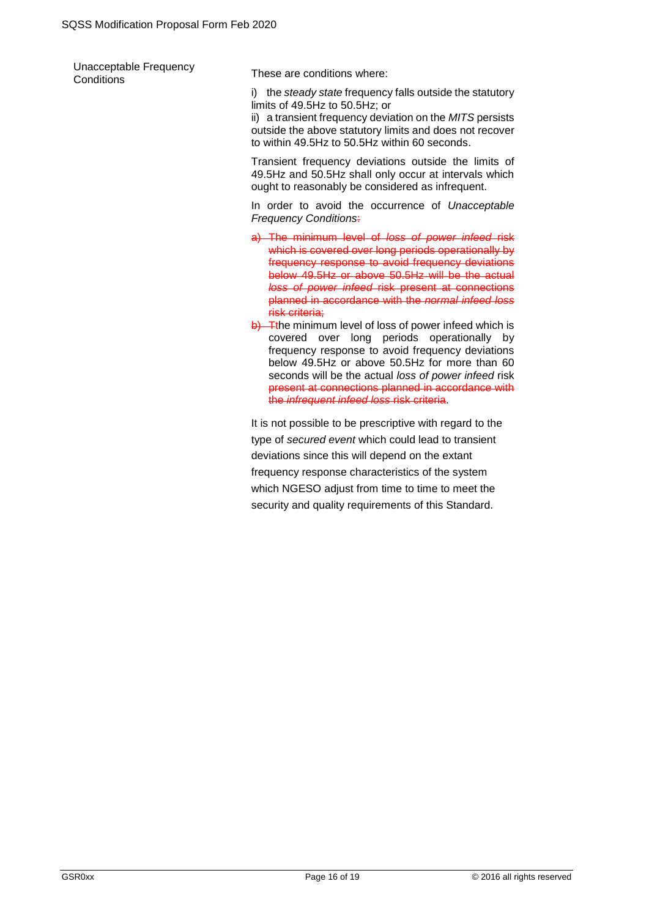| Unacceptable Frequency Conditions | These are conditions where:<br><br>i) the *steady state* frequency falls outside the statutory limits of 49.5Hz to 50.5Hz; or<br>ii) a transient frequency deviation on the *MITS* persists outside the above statutory limits and does not recover to within 49.5Hz to 50.5Hz within 60 seconds.<br><br>Transient frequency deviations outside the limits of 49.5Hz and 50.5Hz shall only occur at intervals which ought to reasonably be considered as infrequent.<br><br>In order to avoid the occurrence of *Unacceptable Frequency Conditions*~~:~~<br><br>~~a) The minimum level of *loss of power infeed* risk which is covered over long periods operationally by frequency response to avoid frequency deviations below 49.5Hz or above 50.5Hz will be the actual *loss of power infeed* risk present at connections planned in accordance with the *normal infeed loss* risk criteria;~~<br><br>~~b)~~ ~~T~~the minimum level of loss of power infeed which is covered over long periods operationally by frequency response to avoid frequency deviations below 49.5Hz or above 50.5Hz for more than 60 seconds will be the actual *loss of power infeed* risk ~~present at connections planned in accordance with the *infrequent infeed loss* risk criteria~~.<br><br>It is not possible to be prescriptive with regard to the type of *secured event* which could lead to transient deviations since this will depend on the extant frequency response characteristics of the system which NGESO adjust from time to time to meet the security and quality requirements of this Standard. |
|---|---|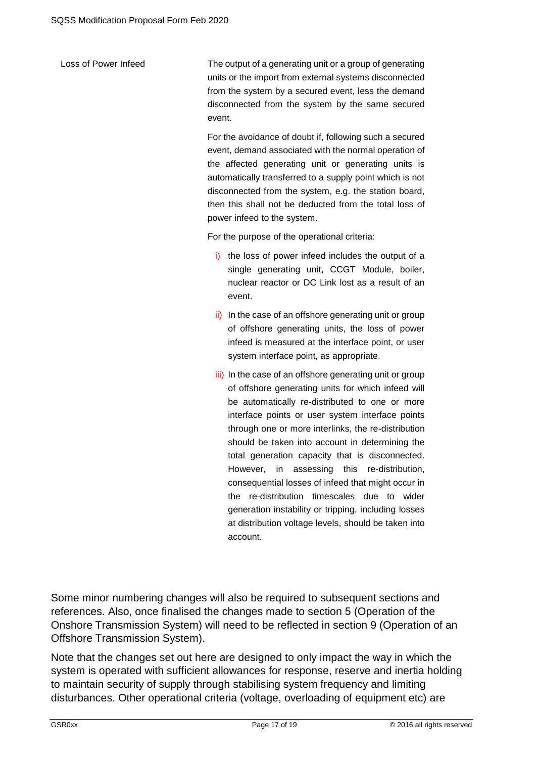| | |
|---|---|
| Loss of Power Infeed | The output of a generating unit or a group of generating units or the import from external systems disconnected from the system by a secured event, less the demand disconnected from the system by the same secured event.<br><br>For the avoidance of doubt if, following such a secured event, demand associated with the normal operation of the affected generating unit or generating units is automatically transferred to a supply point which is not disconnected from the system, e.g. the station board, then this shall not be deducted from the total loss of power infeed to the system.<br><br>For the purpose of the operational criteria:<br><br>i) the loss of power infeed includes the output of a single generating unit, CCGT Module, boiler, nuclear reactor or DC Link lost as a result of an event.<br><br>ii) In the case of an offshore generating unit or group of offshore generating units, the loss of power infeed is measured at the interface point, or user system interface point, as appropriate.<br><br>iii) In the case of an offshore generating unit or group of offshore generating units for which infeed will be automatically re-distributed to one or more interface points or user system interface points through one or more interlinks, the re-distribution should be taken into account in determining the total generation capacity that is disconnected. However, in assessing this re-distribution, consequential losses of infeed that might occur in the re-distribution timescales due to wider generation instability or tripping, including losses at distribution voltage levels, should be taken into account. |

Some minor numbering changes will also be required to subsequent sections and references. Also, once finalised the changes made to section 5 (Operation of the Onshore Transmission System) will need to be reflected in section 9 (Operation of an Offshore Transmission System).

Note that the changes set out here are designed to only impact the way in which the system is operated with sufficient allowances for response, reserve and inertia holding to maintain security of supply through stabilising system frequency and limiting disturbances. Other operational criteria (voltage, overloading of equipment etc) are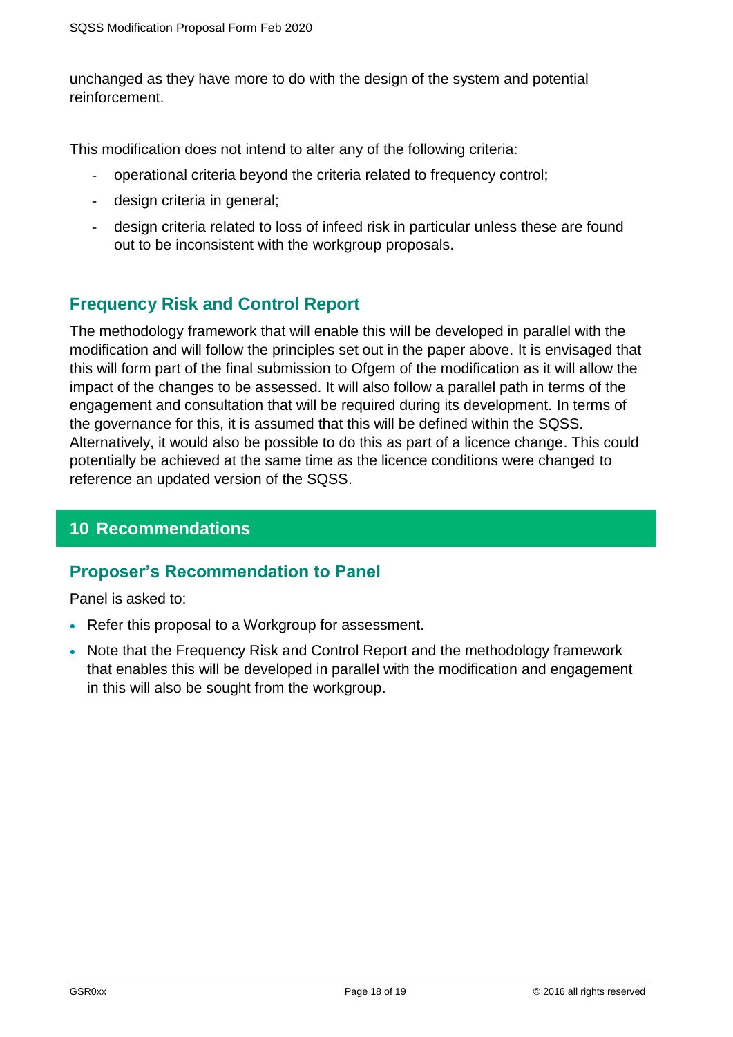unchanged as they have more to do with the design of the system and potential reinforcement.

This modification does not intend to alter any of the following criteria:

- operational criteria beyond the criteria related to frequency control;
- design criteria in general;
- design criteria related to loss of infeed risk in particular unless these are found out to be inconsistent with the workgroup proposals.

### Frequency Risk and Control Report

The methodology framework that will enable this will be developed in parallel with the modification and will follow the principles set out in the paper above. It is envisaged that this will form part of the final submission to Ofgem of the modification as it will allow the impact of the changes to be assessed. It will also follow a parallel path in terms of the engagement and consultation that will be required during its development. In terms of the governance for this, it is assumed that this will be defined within the SQSS. Alternatively, it would also be possible to do this as part of a licence change. This could potentially be achieved at the same time as the licence conditions were changed to reference an updated version of the SQSS.

## 10 Recommendations

### Proposer's Recommendation to Panel

Panel is asked to:

- Refer this proposal to a Workgroup for assessment.
- Note that the Frequency Risk and Control Report and the methodology framework that enables this will be developed in parallel with the modification and engagement in this will also be sought from the workgroup.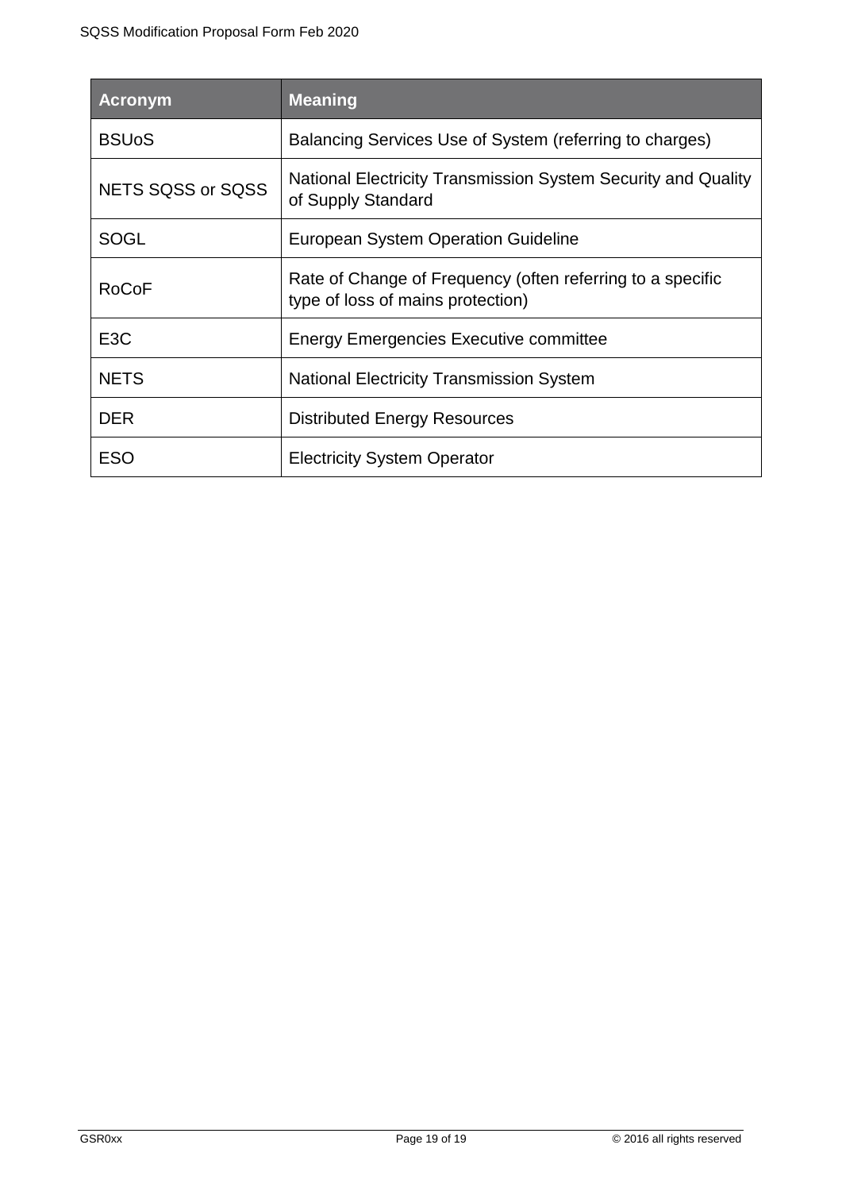| Acronym | Meaning |
|---|---|
| BSUoS | Balancing Services Use of System (referring to charges) |
| NETS SQSS or SQSS | National Electricity Transmission System Security and Quality of Supply Standard |
| SOGL | European System Operation Guideline |
| RoCoF | Rate of Change of Frequency (often referring to a specific type of loss of mains protection) |
| E3C | Energy Emergencies Executive committee |
| NETS | National Electricity Transmission System |
| DER | Distributed Energy Resources |
| ESO | Electricity System Operator |